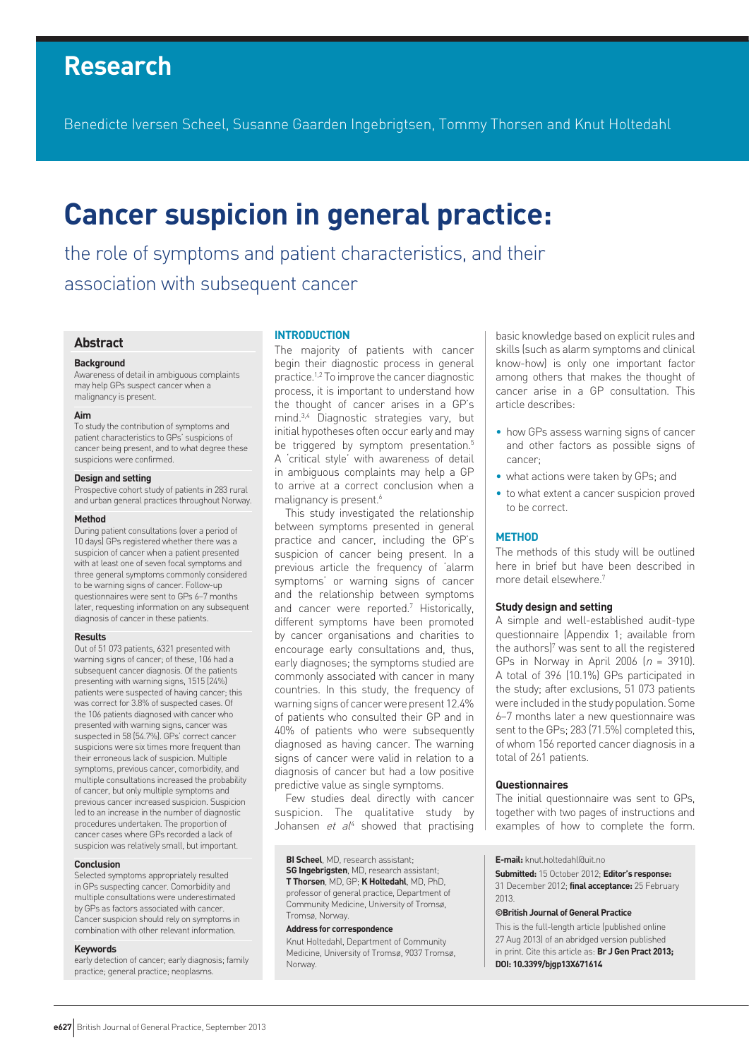# Research

Benedicte Iversen Scheel, Susanne Gaarden Ingebrigtsen, Tommy Thorsen and Knut Holtedahl

# Cancer suspicion in general practice:

## the role of symptoms and patient characteristics, and their association with subsequent cancer

## Abstract

### Background

Awareness of detail in ambiguous complaints may help GPs suspect cancer when a malignancy is present.

### Aim

To study the contribution of symptoms and patient characteristics to GPs' suspicions of cancer being present, and to what degree these suspicions were confirmed.

### Design and setting

Prospective cohort study of patients in 283 rural and urban general practices throughout Norway.

### Method

During patient consultations (over a period of 10 days) GPs registered whether there was a suspicion of cancer when a patient presented with at least one of seven focal symptoms and three general symptoms commonly considered to be warning signs of cancer. Follow-up questionnaires were sent to GPs 6–7 months later, requesting information on any subsequent diagnosis of cancer in these patients.

### Results

Out of 51 073 patients, 6321 presented with warning signs of cancer; of these, 106 had a subsequent cancer diagnosis. Of the patients presenting with warning signs, 1515 (24%) patients were suspected of having cancer; this was correct for 3.8% of suspected cases. Of the 106 patients diagnosed with cancer who presented with warning signs, cancer was suspected in 58 (54.7%). GPs' correct cancer suspicions were six times more frequent than their erroneous lack of suspicion. Multiple symptoms, previous cancer, comorbidity, and multiple consultations increased the probability of cancer, but only multiple symptoms and previous cancer increased suspicion. Suspicion led to an increase in the number of diagnostic procedures undertaken. The proportion of cancer cases where GPs recorded a lack of suspicion was relatively small, but important.

### Conclusion

Selected symptoms appropriately resulted in GPs suspecting cancer. Comorbidity and multiple consultations were underestimated by GPs as factors associated with cancer. Cancer suspicion should rely on symptoms in combination with other relevant information.

### Keywords

early detection of cancer; early diagnosis; family practice; general practice; neoplasms.

## INTRODUCTION

The majority of patients with cancer begin their diagnostic process in general practice.[1,2] To improve the cancer diagnostic process, it is important to understand how the thought of cancer arises in a GP's mind.[3,4] Diagnostic strategies vary, but initial hypotheses often occur early and may be triggered by symptom presentation.[5] A 'critical style' with awareness of detail in ambiguous complaints may help a GP to arrive at a correct conclusion when a malignancy is present.[6]

This study investigated the relationship between symptoms presented in general practice and cancer, including the GP's suspicion of cancer being present. In a previous article the frequency of 'alarm symptoms' or warning signs of cancer and the relationship between symptoms and cancer were reported.[7] Historically, different symptoms have been promoted by cancer organisations and charities to encourage early consultations and, thus, early diagnoses; the symptoms studied are commonly associated with cancer in many countries. In this study, the frequency of warning signs of cancer were present 12.4% of patients who consulted their GP and in 40% of patients who were subsequently diagnosed as having cancer. The warning signs of cancer were valid in relation to a diagnosis of cancer but had a low positive predictive value as single symptoms.

Few studies deal directly with cancer suspicion. The qualitative study by Johansen *et al*[4] showed that practising basic knowledge based on explicit rules and skills (such as alarm symptoms and clinical know-how) is only one important factor among others that makes the thought of cancer arise in a GP consultation. This article describes:

- how GPs assess warning signs of cancer and other factors as possible signs of cancer;
- what actions were taken by GPs; and
- to what extent a cancer suspicion proved to be correct.

## METHOD

The methods of this study will be outlined here in brief but have been described in more detail elsewhere.[7]

### Study design and setting

A simple and well-established audit-type questionnaire (Appendix 1; available from the authors)[7] was sent to all the registered GPs in Norway in April 2006 ($n$ = 3910). A total of 396 (10.1%) GPs participated in the study; after exclusions, 51 073 patients were included in the study population. Some 6–7 months later a new questionnaire was sent to the GPs; 283 (71.5%) completed this, of whom 156 reported cancer diagnosis in a total of 261 patients.

### Questionnaires

The initial questionnaire was sent to GPs, together with two pages of instructions and examples of how to complete the form.

**BI Scheel**, MD, research assistant; **SG Ingebrigtsen**, MD, research assistant; **T Thorsen**, MD, GP; **K Holtedahl**, MD, PhD, professor of general practice, Department of Community Medicine, University of Tromsø, Tromsø, Norway.

**Address for correspondence**

Knut Holtedahl, Department of Community Medicine, University of Tromsø, 9037 Tromsø, Norway.

**E-mail:** knut.holtedahl@uit.no

**Submitted:** 15 October 2012; **Editor's response:** 31 December 2012; **final acceptance:** 25 February 2013.

**©British Journal of General Practice**

This is the full-length article (published online 27 Aug 2013) of an abridged version published in print. Cite this article as: **Br J Gen Pract 2013; DOI: 10.3399/bjgp13X671614**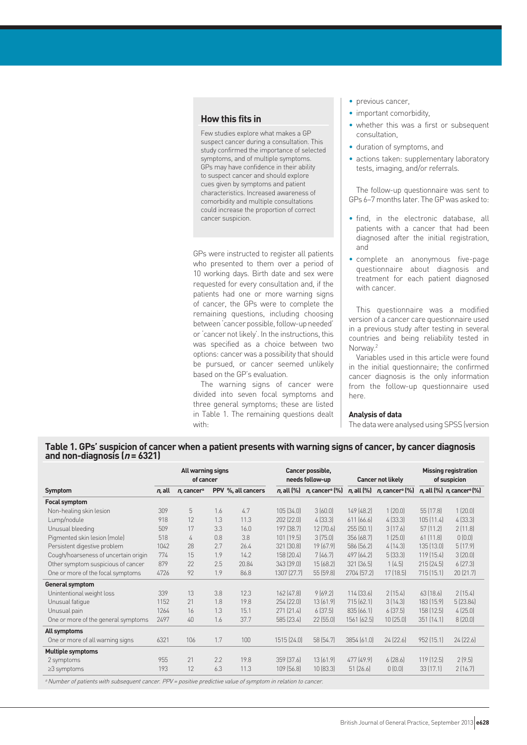## How this fits in

Few studies explore what makes a GP suspect cancer during a consultation. This study confirmed the importance of selected symptoms, and of multiple symptoms. GPs may have confidence in their ability to suspect cancer and should explore cues given by symptoms and patient characteristics. Increased awareness of comorbidity and multiple consultations could increase the proportion of correct cancer suspicion.

GPs were instructed to register all patients who presented to them over a period of 10 working days. Birth date and sex were requested for every consultation and, if the patients had one or more warning signs of cancer, the GPs were to complete the remaining questions, including choosing between 'cancer possible, follow-up needed' or 'cancer not likely'. In the instructions, this was specified as a choice between two options: cancer was a possibility that should be pursued, or cancer seemed unlikely based on the GP's evaluation.

The warning signs of cancer were divided into seven focal symptoms and three general symptoms; these are listed in Table 1. The remaining questions dealt with:

- previous cancer,
- important comorbidity,
- whether this was a first or subsequent consultation,
- duration of symptoms, and
- actions taken: supplementary laboratory tests, imaging, and/or referrals.

The follow-up questionnaire was sent to GPs 6–7 months later. The GP was asked to:

- find, in the electronic database, all patients with a cancer that had been diagnosed after the initial registration, and
- complete an anonymous five-page questionnaire about diagnosis and treatment for each patient diagnosed with cancer.

This questionnaire was a modified version of a cancer care questionnaire used in a previous study after testing in several countries and being reliability tested in Norway.[2]

Variables used in this article were found in the initial questionnaire; the confirmed cancer diagnosis is the only information from the follow-up questionnaire used here.

### Analysis of data

The data were analysed using SPSS (version

**Table 1. GPs' suspicion of cancer when a patient presents with warning signs of cancer, by cancer diagnosis and non-diagnosis ($n = 6321$)**

| | All warning signs of cancer | | | | Cancer possible, needs follow-up | | Cancer not likely | | Missing registration of suspicion | |
|---|---|---|---|---|---|---|---|---|---|---|
| **Symptom** | *n*, all | *n*, cancer[a] | PPV | %, all cancers | *n*, all (%) | *n*, cancer[a] (%) | *n*, all (%) | *n*, cancer[a] (%) | *n*, all (%) | *n*, cancer[a] (%) |
| **Focal symptom** | | | | | | | | | | |
| Non-healing skin lesion | 309 | 5 | 1.6 | 4.7 | 105 (34.0) | 3 (60.0) | 149 (48.2) | 1 (20.0) | 55 (17.8) | 1 (20.0) |
| Lump/nodule | 918 | 12 | 1.3 | 11.3 | 202 (22.0) | 4 (33.3) | 611 (66.6) | 4 (33.3) | 105 (11.4) | 4 (33.3) |
| Unusual bleeding | 509 | 17 | 3.3 | 16.0 | 197 (38.7) | 12 (70.6) | 255 (50.1) | 3 (17.6) | 57 (11.2) | 2 (11.8) |
| Pigmented skin lesion (mole) | 518 | 4 | 0.8 | 3.8 | 101 (19.5) | 3 (75.0) | 356 (68.7) | 1 (25.0) | 61 (11.8) | 0 (0.0) |
| Persistent digestive problem | 1042 | 28 | 2.7 | 26.4 | 321 (30.8) | 19 (67.9) | 586 (56.2) | 4 (14.3) | 135 (13.0) | 5 (17.9) |
| Cough/hoarseness of uncertain origin | 774 | 15 | 1.9 | 14.2 | 158 (20.4) | 7 (46.7) | 497 (64.2) | 5 (33.3) | 119 (15.4) | 3 (20.0) |
| Other symptom suspicious of cancer | 879 | 22 | 2.5 | 20.84 | 343 (39.0) | 15 (68.2) | 321 (36.5) | 1 (4.5) | 215 (24.5) | 6 (27.3) |
| One or more of the focal symptoms | 4726 | 92 | 1.9 | 86.8 | 1307 (27.7) | 55 (59.8) | 2704 (57.2) | 17 (18.5) | 715 (15.1) | 20 (21.7) |
| **General symptom** | | | | | | | | | | |
| Unintentional weight loss | 339 | 13 | 3.8 | 12.3 | 162 (47.8) | 9 (69.2) | 114 (33.6) | 2 (15.4) | 63 (18.6) | 2 (15.4) |
| Unusual fatigue | 1152 | 21 | 1.8 | 19.8 | 254 (22.0) | 13 (61.9) | 715 (62.1) | 3 (14.3) | 183 (15.9) | 5 (23.84) |
| Unusual pain | 1264 | 16 | 1.3 | 15.1 | 271 (21.4) | 6 (37.5) | 835 (66.1) | 6 (37.5) | 158 (12.5) | 4 (25.0) |
| One or more of the general symptoms | 2497 | 40 | 1.6 | 37.7 | 585 (23.4) | 22 (55.0) | 1561 (62.5) | 10 (25.0) | 351 (14.1) | 8 (20.0) |
| **All symptoms** | | | | | | | | | | |
| One or more of all warning signs | 6321 | 106 | 1.7 | 100 | 1515 (24.0) | 58 (54.7) | 3854 (61.0) | 24 (22.6) | 952 (15.1) | 24 (22.6) |
| **Multiple symptoms** | | | | | | | | | | |
| 2 symptoms | 955 | 21 | 2.2 | 19.8 | 359 (37.6) | 13 (61.9) | 477 (49.9) | 6 (28.6) | 119 (12.5) | 2 (9.5) |
| ≥3 symptoms | 193 | 12 | 6.3 | 11.3 | 109 (56.8) | 10 (83.3) | 51 (26.6) | 0 (0.0) | 33 (17.1) | 2 (16.7) |

[a] Number of patients with subsequent cancer. PPV = positive predictive value of symptom in relation to cancer.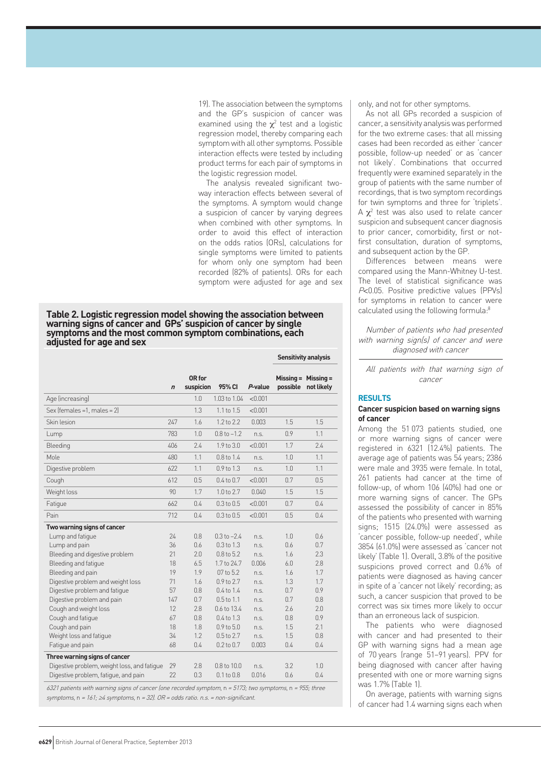19). The association between the symptoms and the GP's suspicion of cancer was examined using the $\chi^2$ test and a logistic regression model, thereby comparing each symptom with all other symptoms. Possible interaction effects were tested by including product terms for each pair of symptoms in the logistic regression model.

The analysis revealed significant two-way interaction effects between several of the symptoms. A symptom would change a suspicion of cancer by varying degrees when combined with other symptoms. In order to avoid this effect of interaction on the odds ratios (ORs), calculations for single symptoms were limited to patients for whom only one symptom had been recorded (82% of patients). ORs for each symptom were adjusted for age and sex only, and not for other symptoms.

As not all GPs recorded a suspicion of cancer, a sensitivity analysis was performed for the two extreme cases: that all missing cases had been recorded as either 'cancer possible, follow-up needed' or as 'cancer not likely'. Combinations that occurred frequently were examined separately in the group of patients with the same number of recordings, that is two symptom recordings for twin symptoms and three for 'triplets'. A $\chi^2$ test was also used to relate cancer suspicion and subsequent cancer diagnosis to prior cancer, comorbidity, first or not-first consultation, duration of symptoms, and subsequent action by the GP.

Differences between means were compared using the Mann-Whitney U-test. The level of statistical significance was $P<0.05$. Positive predictive values (PPVs) for symptoms in relation to cancer were calculated using the following formula:[8]

$$\frac{\text{Number of patients who had presented with warning sign(s) of cancer and were diagnosed with cancer}}{\text{All patients with that warning sign of cancer}}$$

**Table 2. Logistic regression model showing the association between warning signs of cancer and GPs' suspicion of cancer by single symptoms and the most common symptom combinations, each adjusted for age and sex**

| | | | | | Sensitivity analysis | |
|---|---|---|---|---|---|---|
| | *n* | OR for suspicion | 95% CI | *P*-value | Missing = possible | Missing = not likely |
| Age (increasing) | | 1.0 | 1.03 to 1.04 | <0.001 | | |
| Sex (females =1, males = 2) | | 1.3 | 1.1 to 1.5 | <0.001 | | |
| Skin lesion | 247 | 1.6 | 1.2 to 2.2 | 0.003 | 1.5 | 1.5 |
| Lump | 783 | 1.0 | 0.8 to –1.2 | n.s. | 0.9 | 1.1 |
| Bleeding | 406 | 2.4 | 1.9 to 3.0 | <0.001 | 1.7 | 2.4 |
| Mole | 480 | 1.1 | 0.8 to 1.4 | n.s. | 1.0 | 1.1 |
| Digestive problem | 622 | 1.1 | 0.9 to 1.3 | n.s. | 1.0 | 1.1 |
| Cough | 612 | 0.5 | 0.4 to 0.7 | <0.001 | 0.7 | 0.5 |
| Weight loss | 90 | 1.7 | 1.0 to 2.7 | 0.040 | 1.5 | 1.5 |
| Fatigue | 662 | 0.4 | 0.3 to 0.5 | <0.001 | 0.7 | 0.4 |
| Pain | 712 | 0.4 | 0.3 to 0.5 | <0.001 | 0.5 | 0.4 |
| **Two warning signs of cancer** | | | | | | |
| Lump and fatigue | 24 | 0.8 | 0.3 to –2.4 | n.s. | 1.0 | 0.6 |
| Lump and pain | 36 | 0.6 | 0.3 to 1.3 | n.s. | 0.6 | 0.7 |
| Bleeding and digestive problem | 21 | 2.0 | 0.8 to 5.2 | n.s. | 1.6 | 2.3 |
| Bleeding and fatigue | 18 | 6.5 | 1.7 to 24.7 | 0.006 | 6.0 | 2.8 |
| Bleeding and pain | 19 | 1.9 | 07 to 5.2 | n.s. | 1.6 | 1.7 |
| Digestive problem and weight loss | 71 | 1.6 | 0.9 to 2.7 | n.s. | 1.3 | 1.7 |
| Digestive problem and fatigue | 57 | 0.8 | 0.4 to 1.4 | n.s. | 0.7 | 0.9 |
| Digestive problem and pain | 147 | 0.7 | 0.5 to 1.1 | n.s. | 0.7 | 0.8 |
| Cough and weight loss | 12 | 2.8 | 0.6 to 13.4 | n.s. | 2.6 | 2.0 |
| Cough and fatigue | 67 | 0.8 | 0.4 to 1.3 | n.s. | 0.8 | 0.9 |
| Cough and pain | 18 | 1.8 | 0.9 to 5.0 | n.s. | 1.5 | 2.1 |
| Weight loss and fatigue | 34 | 1.2 | 0.5 to 2.7 | n.s. | 1.5 | 0.8 |
| Fatigue and pain | 68 | 0.4 | 0.2 to 0.7 | 0.003 | 0.4 | 0.4 |
| **Three warning signs of cancer** | | | | | | |
| Digestive problem, weight loss, and fatigue | 29 | 2.8 | 0.8 to 10.0 | n.s. | 3.2 | 1.0 |
| Digestive problem, fatigue, and pain | 22 | 0.3 | 0.1 to 0.8 | 0.016 | 0.6 | 0.4 |

*6321 patients with warning signs of cancer (one recorded symptom, n = 5173; two symptoms, n = 955; three symptoms, n = 161; ≥4 symptoms, n = 32). OR = odds ratio. n.s. = non-significant.*

## RESULTS

### Cancer suspicion based on warning signs of cancer

Among the 51 073 patients studied, one or more warning signs of cancer were registered in 6321 (12.4%) patients. The average age of patients was 54 years; 2386 were male and 3935 were female. In total, 261 patients had cancer at the time of follow-up, of whom 106 (40%) had one or more warning signs of cancer. The GPs assessed the possibility of cancer in 85% of the patients who presented with warning signs; 1515 (24.0%) were assessed as 'cancer possible, follow-up needed', while 3854 (61.0%) were assessed as 'cancer not likely' (Table 1). Overall, 3.8% of the positive suspicions proved correct and 0.6% of patients were diagnosed as having cancer in spite of a 'cancer not likely' recording; as such, a cancer suspicion that proved to be correct was six times more likely to occur than an erroneous lack of suspicion.

The patients who were diagnosed with cancer and had presented to their GP with warning signs had a mean age of 70 years (range 51–91 years). PPV for being diagnosed with cancer after having presented with one or more warning signs was 1.7% (Table 1).

On average, patients with warning signs of cancer had 1.4 warning signs each when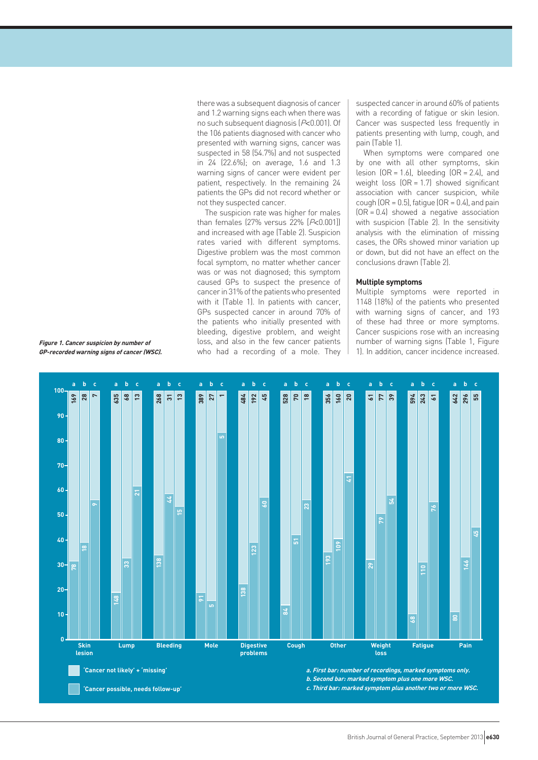there was a subsequent diagnosis of cancer and 1.2 warning signs each when there was no such subsequent diagnosis ($P$<0.001). Of the 106 patients diagnosed with cancer who presented with warning signs, cancer was suspected in 58 (54.7%) and not suspected in 24 (22.6%); on average, 1.6 and 1.3 warning signs of cancer were evident per patient, respectively. In the remaining 24 patients the GPs did not record whether or not they suspected cancer.

The suspicion rate was higher for males than females (27% versus 22% [$P$<0.001]) and increased with age (Table 2). Suspicion rates varied with different symptoms. Digestive problem was the most common focal symptom, no matter whether cancer was or was not diagnosed; this symptom caused GPs to suspect the presence of cancer in 31% of the patients who presented with it (Table 1). In patients with cancer, GPs suspected cancer in around 70% of the patients who initially presented with bleeding, digestive problem, and weight loss, and also in the few cancer patients who had a recording of a mole. They suspected cancer in around 60% of patients with a recording of fatigue or skin lesion. Cancer was suspected less frequently in patients presenting with lump, cough, and pain (Table 1).

When symptoms were compared one by one with all other symptoms, skin lesion (OR = 1.6), bleeding (OR = 2.4), and weight loss (OR = 1.7) showed significant association with cancer suspicion, while cough (OR = 0.5), fatigue (OR = 0.4), and pain (OR = 0.4) showed a negative association with suspicion (Table 2). In the sensitivity analysis with the elimination of missing cases, the ORs showed minor variation up or down, but did not have an effect on the conclusions drawn (Table 2).

### Multiple symptoms

Multiple symptoms were reported in 1148 (18%) of the patients who presented with warning signs of cancer, and 193 of these had three or more symptoms. Cancer suspicions rose with an increasing number of warning signs (Table 1, Figure 1). In addition, cancer incidence increased.

***Figure 1. Cancer suspicion by number of GP-recorded warning signs of cancer (WSC).***

| Symptom | Bar | 'Cancer not likely' + 'missing' | 'Cancer possible, needs follow-up' |
|---|---|---|---|
| Skin lesion | a | 169 | 78 |
| | b | 28 | 18 |
| | c | 7 | 9 |
| Lump | a | 635 | 148 |
| | b | 68 | 33 |
| | c | 13 | 21 |
| Bleeding | a | 268 | 138 |
| | b | 31 | 44 |
| | c | 13 | 15 |
| Mole | a | 389 | 91 |
| | b | 27 | 5 |
| | c | 1 | 5 |
| Digestive problems | a | 484 | 138 |
| | b | 192 | 123 |
| | c | 45 | 60 |
| Cough | a | 528 | 84 |
| | b | 70 | 51 |
| | c | 18 | 23 |
| Other | a | 356 | 193 |
| | b | 160 | 109 |
| | c | 20 | 41 |
| Weight loss | a | 61 | 29 |
| | b | 77 | 79 |
| | c | 39 | 54 |
| Fatigue | a | 594 | 68 |
| | b | 243 | 110 |
| | c | 61 | 76 |
| Pain | a | 642 | 80 |
| | b | 296 | 146 |
| | c | 55 | 45 |

*a. First bar: number of recordings, marked symptoms only.*
*b. Second bar: marked symptom plus one more WSC.*
*c. Third bar: marked symptom plus another two or more WSC.*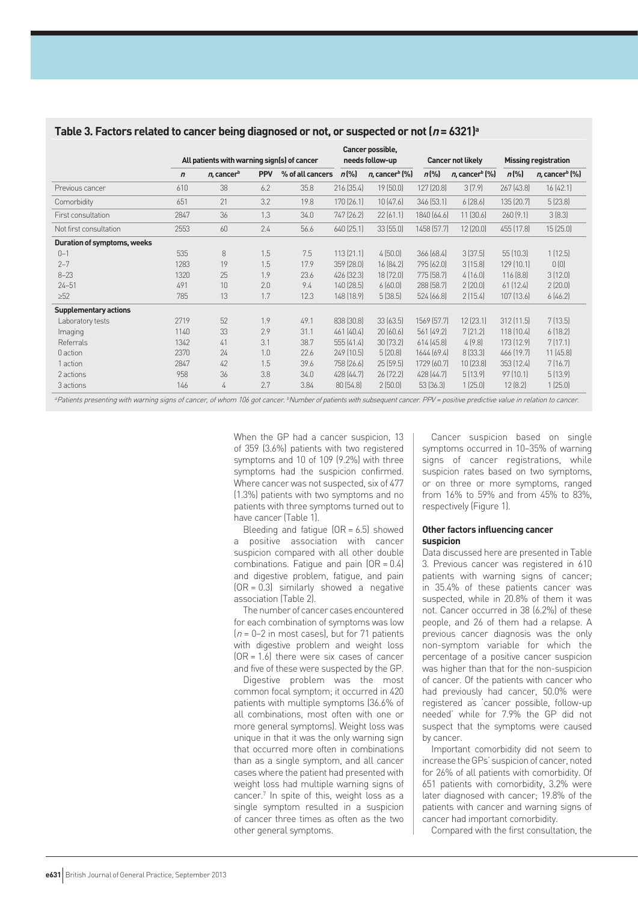**Table 3. Factors related to cancer being diagnosed or not, or suspected or not ($n = 6321$)[a]**

| | All patients with warning sign(s) of cancer | | | | Cancer possible, needs follow-up | | Cancer not likely | | Missing registration | |
|---|---|---|---|---|---|---|---|---|---|---|
| | *n* | *n*, cancer[b] | PPV | % of all cancers | *n* (%) | *n*, cancer[b] (%) | *n* (%) | *n*, cancer[b] (%) | *n* (%) | *n*, cancer[b] (%) |
| Previous cancer | 610 | 38 | 6.2 | 35.8 | 216 (35.4) | 19 (50.0) | 127 (20.8) | 3 (7.9) | 267 (43.8) | 16 (42.1) |
| Comorbidity | 651 | 21 | 3.2 | 19.8 | 170 (26.1) | 10 (47.6) | 346 (53.1) | 6 (28.6) | 135 (20.7) | 5 (23.8) |
| First consultation | 2847 | 36 | 1.3 | 34.0 | 747 (26.2) | 22 (61.1) | 1840 (64.6) | 11 (30.6) | 260 (9.1) | 3 (8.3) |
| Not first consultation | 2553 | 60 | 2.4 | 56.6 | 640 (25.1) | 33 (55.0) | 1458 (57.7) | 12 (20.0) | 455 (17.8) | 15 (25.0) |
| **Duration of symptoms, weeks** | | | | | | | | | | |
| 0–1 | 535 | 8 | 1.5 | 7.5 | 113 (21.1) | 4 (50.0) | 366 (68.4) | 3 (37.5) | 55 (10.3) | 1 (12.5) |
| 2–7 | 1283 | 19 | 1.5 | 17.9 | 359 (28.0) | 16 (84.2) | 795 (62.0) | 3 (15.8) | 129 (10.1) | 0 (0) |
| 8–23 | 1320 | 25 | 1.9 | 23.6 | 426 (32.3) | 18 (72.0) | 775 (58.7) | 4 (16.0) | 116 (8.8) | 3 (12.0) |
| 24–51 | 491 | 10 | 2.0 | 9.4 | 140 (28.5) | 6 (60.0) | 288 (58.7) | 2 (20.0) | 61 (12.4) | 2 (20.0) |
| ≥52 | 785 | 13 | 1.7 | 12.3 | 148 (18.9) | 5 (38.5) | 524 (66.8) | 2 (15.4) | 107 (13.6) | 6 (46.2) |
| **Supplementary actions** | | | | | | | | | | |
| Laboratory tests | 2719 | 52 | 1.9 | 49.1 | 838 (30.8) | 33 (63.5) | 1569 (57.7) | 12 (23.1) | 312 (11.5) | 7 (13.5) |
| Imaging | 1140 | 33 | 2.9 | 31.1 | 461 (40.4) | 20 (60.6) | 561 (49.2) | 7 (21.2) | 118 (10.4) | 6 (18.2) |
| Referrals | 1342 | 41 | 3.1 | 38.7 | 555 (41.4) | 30 (73.2) | 614 (45.8) | 4 (9.8) | 173 (12.9) | 7 (17.1) |
| 0 action | 2370 | 24 | 1.0 | 22.6 | 249 (10.5) | 5 (20.8) | 1644 (69.4) | 8 (33.3) | 466 (19.7) | 11 (45.8) |
| 1 action | 2847 | 42 | 1.5 | 39.6 | 758 (26.6) | 25 (59.5) | 1729 (60.7) | 10 (23.8) | 353 (12.4) | 7 (16.7) |
| 2 actions | 958 | 36 | 3.8 | 34.0 | 428 (44.7) | 26 (72.2) | 428 (44.7) | 5 (13.9) | 97 (10.1) | 5 (13.9) |
| 3 actions | 146 | 4 | 2.7 | 3.84 | 80 (54.8) | 2 (50.0) | 53 (36.3) | 1 (25.0) | 12 (8.2) | 1 (25.0) |

[a]Patients presenting with warning signs of cancer, of whom 106 got cancer. [b]Number of patients with subsequent cancer. PPV = positive predictive value in relation to cancer.

When the GP had a cancer suspicion, 13 of 359 (3.6%) patients with two registered symptoms and 10 of 109 (9.2%) with three symptoms had the suspicion confirmed. Where cancer was not suspected, six of 477 (1.3%) patients with two symptoms and no patients with three symptoms turned out to have cancer (Table 1).

Bleeding and fatigue (OR = 6.5) showed a positive association with cancer suspicion compared with all other double combinations. Fatigue and pain (OR = 0.4) and digestive problem, fatigue, and pain (OR = 0.3) similarly showed a negative association (Table 2).

The number of cancer cases encountered for each combination of symptoms was low ($n$ = 0–2 in most cases), but for 71 patients with digestive problem and weight loss (OR = 1.6) there were six cases of cancer and five of these were suspected by the GP.

Digestive problem was the most common focal symptom; it occurred in 420 patients with multiple symptoms (36.6% of all combinations, most often with one or more general symptoms). Weight loss was unique in that it was the only warning sign that occurred more often in combinations than as a single symptom, and all cancer cases where the patient had presented with weight loss had multiple warning signs of cancer.[7] In spite of this, weight loss as a single symptom resulted in a suspicion of cancer three times as often as the two other general symptoms.

Cancer suspicion based on single symptoms occurred in 10–35% of warning signs of cancer registrations, while suspicion rates based on two symptoms, or on three or more symptoms, ranged from 16% to 59% and from 45% to 83%, respectively (Figure 1).

### Other factors influencing cancer suspicion

Data discussed here are presented in Table 3. Previous cancer was registered in 610 patients with warning signs of cancer; in 35.4% of these patients cancer was suspected, while in 20.8% of them it was not. Cancer occurred in 38 (6.2%) of these people, and 26 of them had a relapse. A previous cancer diagnosis was the only non-symptom variable for which the percentage of a positive cancer suspicion was higher than that for the non-suspicion of cancer. Of the patients with cancer who had previously had cancer, 50.0% were registered as 'cancer possible, follow-up needed' while for 7.9% the GP did not suspect that the symptoms were caused by cancer.

Important comorbidity did not seem to increase the GPs' suspicion of cancer, noted for 26% of all patients with comorbidity. Of 651 patients with comorbidity, 3.2% were later diagnosed with cancer; 19.8% of the patients with cancer and warning signs of cancer had important comorbidity.

Compared with the first consultation, the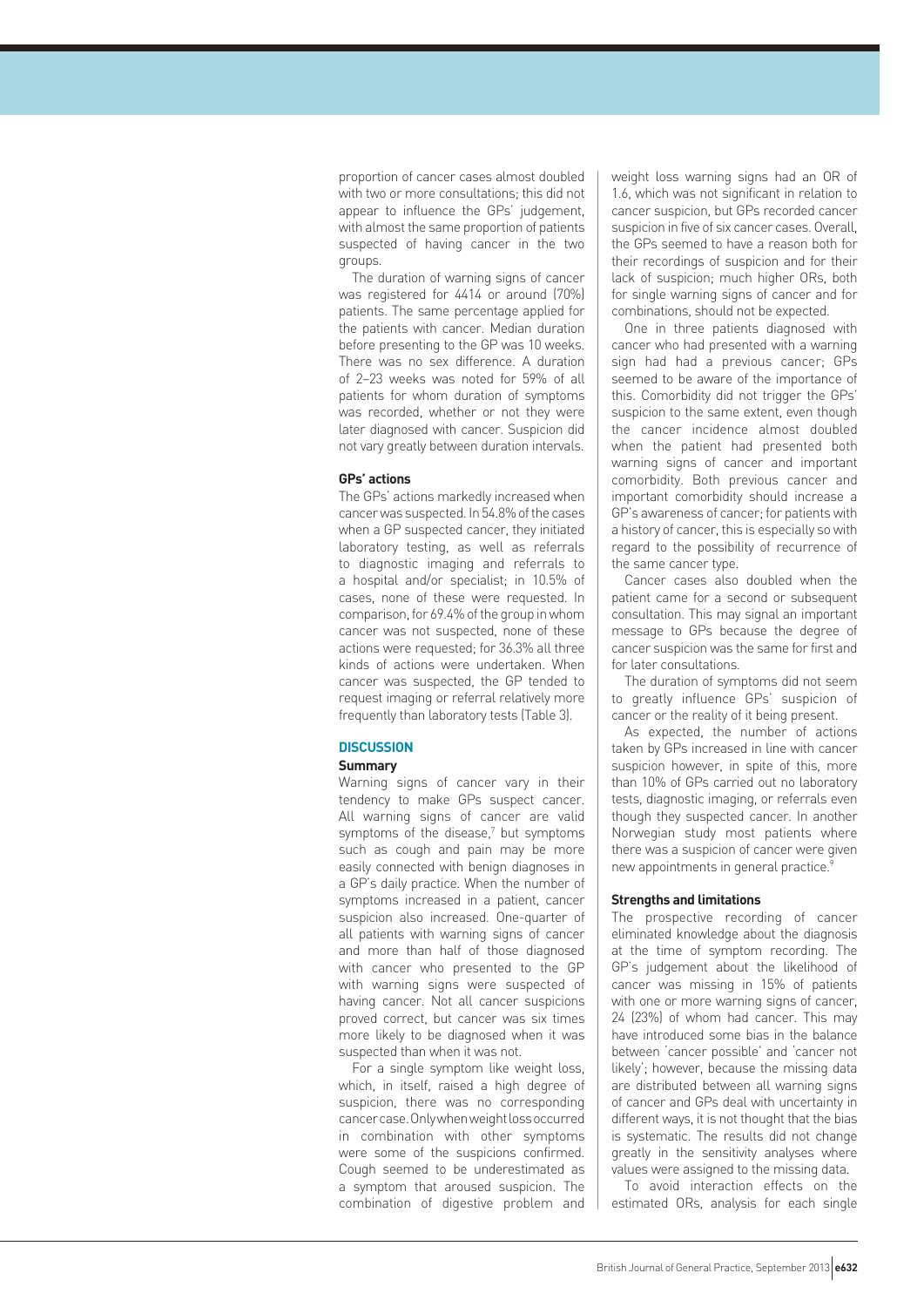proportion of cancer cases almost doubled with two or more consultations; this did not appear to influence the GPs' judgement, with almost the same proportion of patients suspected of having cancer in the two groups.

The duration of warning signs of cancer was registered for 4414 or around (70%) patients. The same percentage applied for the patients with cancer. Median duration before presenting to the GP was 10 weeks. There was no sex difference. A duration of 2–23 weeks was noted for 59% of all patients for whom duration of symptoms was recorded, whether or not they were later diagnosed with cancer. Suspicion did not vary greatly between duration intervals.

### GPs' actions

The GPs' actions markedly increased when cancer was suspected. In 54.8% of the cases when a GP suspected cancer, they initiated laboratory testing, as well as referrals to diagnostic imaging and referrals to a hospital and/or specialist; in 10.5% of cases, none of these were requested. In comparison, for 69.4% of the group in whom cancer was not suspected, none of these actions were requested; for 36.3% all three kinds of actions were undertaken. When cancer was suspected, the GP tended to request imaging or referral relatively more frequently than laboratory tests (Table 3).

## DISCUSSION

### Summary

Warning signs of cancer vary in their tendency to make GPs suspect cancer. All warning signs of cancer are valid symptoms of the disease,[7] but symptoms such as cough and pain may be more easily connected with benign diagnoses in a GP's daily practice. When the number of symptoms increased in a patient, cancer suspicion also increased. One-quarter of all patients with warning signs of cancer and more than half of those diagnosed with cancer who presented to the GP with warning signs were suspected of having cancer. Not all cancer suspicions proved correct, but cancer was six times more likely to be diagnosed when it was suspected than when it was not.

For a single symptom like weight loss, which, in itself, raised a high degree of suspicion, there was no corresponding cancer case. Only when weight loss occurred in combination with other symptoms were some of the suspicions confirmed. Cough seemed to be underestimated as a symptom that aroused suspicion. The combination of digestive problem and weight loss warning signs had an OR of 1.6, which was not significant in relation to cancer suspicion, but GPs recorded cancer suspicion in five of six cancer cases. Overall, the GPs seemed to have a reason both for their recordings of suspicion and for their lack of suspicion; much higher ORs, both for single warning signs of cancer and for combinations, should not be expected.

One in three patients diagnosed with cancer who had presented with a warning sign had had a previous cancer; GPs seemed to be aware of the importance of this. Comorbidity did not trigger the GPs' suspicion to the same extent, even though the cancer incidence almost doubled when the patient had presented both warning signs of cancer and important comorbidity. Both previous cancer and important comorbidity should increase a GP's awareness of cancer; for patients with a history of cancer, this is especially so with regard to the possibility of recurrence of the same cancer type.

Cancer cases also doubled when the patient came for a second or subsequent consultation. This may signal an important message to GPs because the degree of cancer suspicion was the same for first and for later consultations.

The duration of symptoms did not seem to greatly influence GPs' suspicion of cancer or the reality of it being present.

As expected, the number of actions taken by GPs increased in line with cancer suspicion however, in spite of this, more than 10% of GPs carried out no laboratory tests, diagnostic imaging, or referrals even though they suspected cancer. In another Norwegian study most patients where there was a suspicion of cancer were given new appointments in general practice.[9]

### Strengths and limitations

The prospective recording of cancer eliminated knowledge about the diagnosis at the time of symptom recording. The GP's judgement about the likelihood of cancer was missing in 15% of patients with one or more warning signs of cancer, 24 (23%) of whom had cancer. This may have introduced some bias in the balance between 'cancer possible' and 'cancer not likely'; however, because the missing data are distributed between all warning signs of cancer and GPs deal with uncertainty in different ways, it is not thought that the bias is systematic. The results did not change greatly in the sensitivity analyses where values were assigned to the missing data.

To avoid interaction effects on the estimated ORs, analysis for each single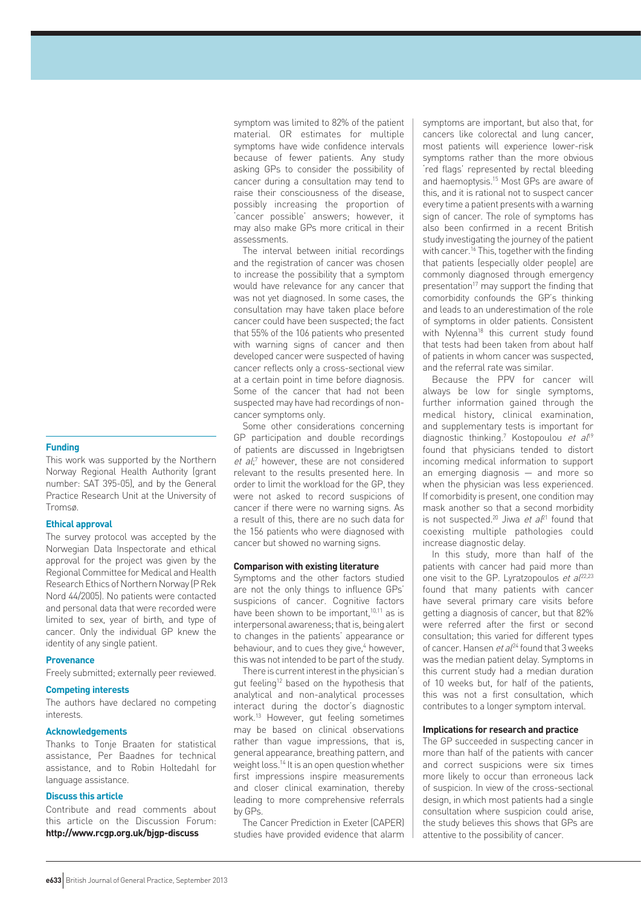symptom was limited to 82% of the patient material. OR estimates for multiple symptoms have wide confidence intervals because of fewer patients. Any study asking GPs to consider the possibility of cancer during a consultation may tend to raise their consciousness of the disease, possibly increasing the proportion of 'cancer possible' answers; however, it may also make GPs more critical in their assessments.

The interval between initial recordings and the registration of cancer was chosen to increase the possibility that a symptom would have relevance for any cancer that was not yet diagnosed. In some cases, the consultation may have taken place before cancer could have been suspected; the fact that 55% of the 106 patients who presented with warning signs of cancer and then developed cancer were suspected of having cancer reflects only a cross-sectional view at a certain point in time before diagnosis. Some of the cancer that had not been suspected may have had recordings of non-cancer symptoms only.

Some other considerations concerning GP participation and double recordings of patients are discussed in Ingebrigtsen *et al*;[7] however, these are not considered relevant to the results presented here. In order to limit the workload for the GP, they were not asked to record suspicions of cancer if there were no warning signs. As a result of this, there are no such data for the 156 patients who were diagnosed with cancer but showed no warning signs.

### Comparison with existing literature

Symptoms and the other factors studied are not the only things to influence GPs' suspicions of cancer. Cognitive factors have been shown to be important,[10,11] as is interpersonal awareness; that is, being alert to changes in the patients' appearance or behaviour, and to cues they give,[4] however, this was not intended to be part of the study.

There is current interest in the physician's gut feeling[12] based on the hypothesis that analytical and non-analytical processes interact during the doctor's diagnostic work.[13] However, gut feeling sometimes may be based on clinical observations rather than vague impressions, that is, general appearance, breathing pattern, and weight loss.[14] It is an open question whether first impressions inspire measurements and closer clinical examination, thereby leading to more comprehensive referrals by GPs.

The Cancer Prediction in Exeter (CAPER) studies have provided evidence that alarm symptoms are important, but also that, for cancers like colorectal and lung cancer, most patients will experience lower-risk symptoms rather than the more obvious 'red flags' represented by rectal bleeding and haemoptysis.[15] Most GPs are aware of this, and it is rational not to suspect cancer every time a patient presents with a warning sign of cancer. The role of symptoms has also been confirmed in a recent British study investigating the journey of the patient with cancer.[16] This, together with the finding that patients (especially older people) are commonly diagnosed through emergency presentation[17] may support the finding that comorbidity confounds the GP's thinking and leads to an underestimation of the role of symptoms in older patients. Consistent with Nylenna[18] this current study found that tests had been taken from about half of patients in whom cancer was suspected, and the referral rate was similar.

Because the PPV for cancer will always be low for single symptoms, further information gained through the medical history, clinical examination, and supplementary tests is important for diagnostic thinking.[7] Kostopoulou *et al*[19] found that physicians tended to distort incoming medical information to support an emerging diagnosis — and more so when the physician was less experienced. If comorbidity is present, one condition may mask another so that a second morbidity is not suspected.[20] Jiwa *et al*[21] found that coexisting multiple pathologies could increase diagnostic delay.

In this study, more than half of the patients with cancer had paid more than one visit to the GP. Lyratzopoulos *et al*[22,23] found that many patients with cancer have several primary care visits before getting a diagnosis of cancer, but that 82% were referred after the first or second consultation; this varied for different types of cancer. Hansen *et al*[24] found that 3 weeks was the median patient delay. Symptoms in this current study had a median duration of 10 weeks but, for half of the patients, this was not a first consultation, which contributes to a longer symptom interval.

### Implications for research and practice

The GP succeeded in suspecting cancer in more than half of the patients with cancer and correct suspicions were six times more likely to occur than erroneous lack of suspicion. In view of the cross-sectional design, in which most patients had a single consultation where suspicion could arise, the study believes this shows that GPs are attentive to the possibility of cancer.

### Funding

This work was supported by the Northern Norway Regional Health Authority (grant number: SAT 395-05), and by the General Practice Research Unit at the University of Tromsø.

### Ethical approval

The survey protocol was accepted by the Norwegian Data Inspectorate and ethical approval for the project was given by the Regional Committee for Medical and Health Research Ethics of Northern Norway (P Rek Nord 44/2005). No patients were contacted and personal data that were recorded were limited to sex, year of birth, and type of cancer. Only the individual GP knew the identity of any single patient.

### Provenance

Freely submitted; externally peer reviewed.

### Competing interests

The authors have declared no competing interests.

### Acknowledgements

Thanks to Tonje Braaten for statistical assistance, Per Baadnes for technical assistance, and to Robin Holtedahl for language assistance.

### Discuss this article

Contribute and read comments about this article on the Discussion Forum: **http://www.rcgp.org.uk/bjgp-discuss**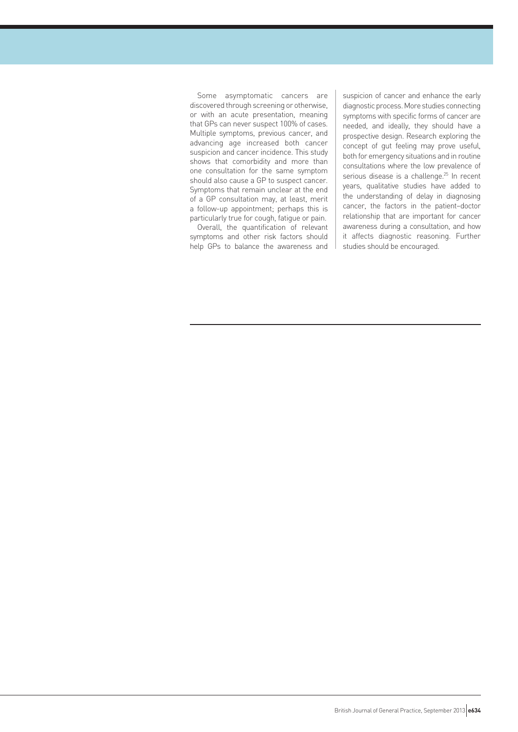Some asymptomatic cancers are discovered through screening or otherwise, or with an acute presentation, meaning that GPs can never suspect 100% of cases. Multiple symptoms, previous cancer, and advancing age increased both cancer suspicion and cancer incidence. This study shows that comorbidity and more than one consultation for the same symptom should also cause a GP to suspect cancer. Symptoms that remain unclear at the end of a GP consultation may, at least, merit a follow-up appointment; perhaps this is particularly true for cough, fatigue or pain.

Overall, the quantification of relevant symptoms and other risk factors should help GPs to balance the awareness and suspicion of cancer and enhance the early diagnostic process. More studies connecting symptoms with specific forms of cancer are needed, and ideally, they should have a prospective design. Research exploring the concept of gut feeling may prove useful, both for emergency situations and in routine consultations where the low prevalence of serious disease is a challenge.[25] In recent years, qualitative studies have added to the understanding of delay in diagnosing cancer, the factors in the patient–doctor relationship that are important for cancer awareness during a consultation, and how it affects diagnostic reasoning. Further studies should be encouraged.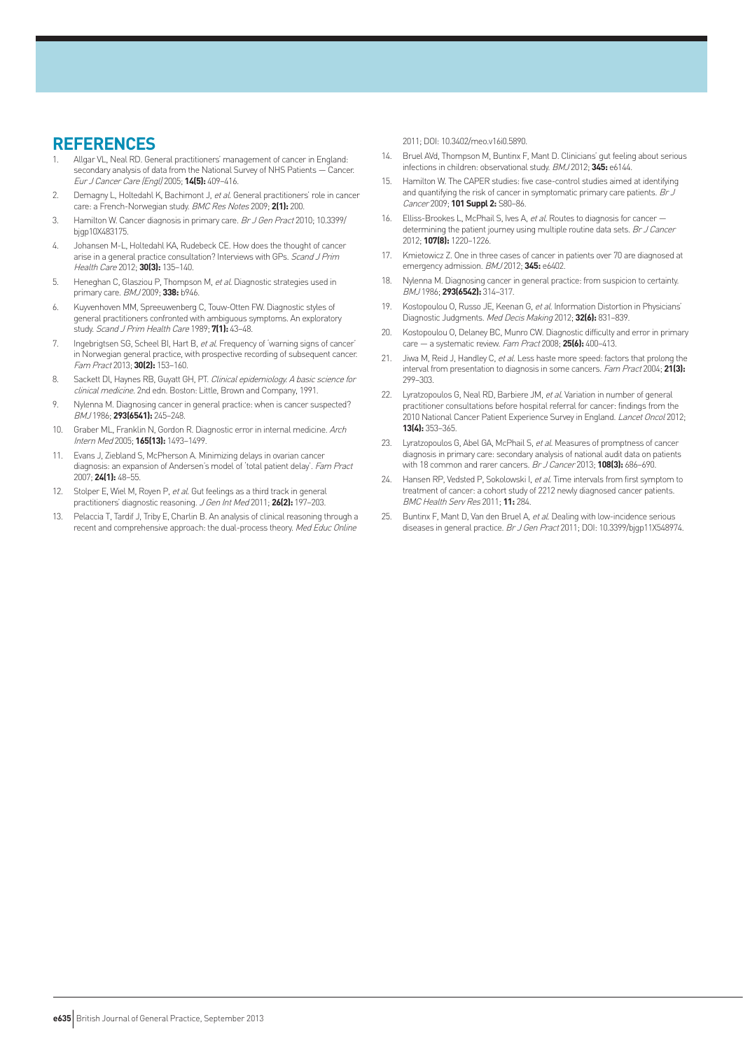# REFERENCES

1. Allgar VL, Neal RD. General practitioners' management of cancer in England: secondary analysis of data from the National Survey of NHS Patients — Cancer. *Eur J Cancer Care (Engl)* 2005; **14(5):** 409–416.
2. Demagny L, Holtedahl K, Bachimont J, *et al.* General practitioners' role in cancer care: a French-Norwegian study. *BMC Res Notes* 2009; **2(1):** 200.
3. Hamilton W. Cancer diagnosis in primary care. *Br J Gen Pract* 2010; 10.3399/bjgp10X483175.
4. Johansen M-L, Holtedahl KA, Rudebeck CE. How does the thought of cancer arise in a general practice consultation? Interviews with GPs. *Scand J Prim Health Care* 2012; **30(3):** 135–140.
5. Heneghan C, Glasziou P, Thompson M, *et al.* Diagnostic strategies used in primary care. *BMJ* 2009; **338:** b946.
6. Kuyvenhoven MM, Spreeuwenberg C, Touw-Otten FW. Diagnostic styles of general practitioners confronted with ambiguous symptoms. An exploratory study. *Scand J Prim Health Care* 1989; **7(1):** 43–48.
7. Ingebrigtsen SG, Scheel BI, Hart B, *et al.* Frequency of 'warning signs of cancer' in Norwegian general practice, with prospective recording of subsequent cancer. *Fam Pract* 2013; **30(2):** 153–160.
8. Sackett DI, Haynes RB, Guyatt GH, PT. *Clinical epidemiology. A basic science for clinical medicine.* 2nd edn. Boston: Little, Brown and Company, 1991.
9. Nylenna M. Diagnosing cancer in general practice: when is cancer suspected? *BMJ* 1986; **293(6541):** 245–248.
10. Graber ML, Franklin N, Gordon R. Diagnostic error in internal medicine. *Arch Intern Med* 2005; **165(13):** 1493–1499.
11. Evans J, Ziebland S, McPherson A. Minimizing delays in ovarian cancer diagnosis: an expansion of Andersen's model of 'total patient delay'. *Fam Pract* 2007; **24(1):** 48–55.
12. Stolper E, Wiel M, Royen P, *et al.* Gut feelings as a third track in general practitioners' diagnostic reasoning. *J Gen Int Med* 2011; **26(2):** 197–203.
13. Pelaccia T, Tardif J, Triby E, Charlin B. An analysis of clinical reasoning through a recent and comprehensive approach: the dual-process theory. *Med Educ Online* 2011; DOI: 10.3402/meo.v16i0.5890.
14. Bruel AVd, Thompson M, Buntinx F, Mant D. Clinicians' gut feeling about serious infections in children: observational study. *BMJ* 2012; **345:** e6144.
15. Hamilton W. The CAPER studies: five case-control studies aimed at identifying and quantifying the risk of cancer in symptomatic primary care patients. *Br J Cancer* 2009; **101 Suppl 2:** S80–86.
16. Elliss-Brookes L, McPhail S, Ives A, *et al.* Routes to diagnosis for cancer — determining the patient journey using multiple routine data sets. *Br J Cancer* 2012; **107(8):** 1220–1226.
17. Kmietowicz Z. One in three cases of cancer in patients over 70 are diagnosed at emergency admission. *BMJ* 2012; **345:** e6402.
18. Nylenna M. Diagnosing cancer in general practice: from suspicion to certainty. *BMJ* 1986; **293(6542):** 314–317.
19. Kostopoulou O, Russo JE, Keenan G, *et al.* Information Distortion in Physicians' Diagnostic Judgments. *Med Decis Making* 2012; **32(6):** 831–839.
20. Kostopoulou O, Delaney BC, Munro CW. Diagnostic difficulty and error in primary care — a systematic review. *Fam Pract* 2008; **25(6):** 400–413.
21. Jiwa M, Reid J, Handley C, *et al.* Less haste more speed: factors that prolong the interval from presentation to diagnosis in some cancers. *Fam Pract* 2004; **21(3):** 299–303.
22. Lyratzopoulos G, Neal RD, Barbiere JM, *et al.* Variation in number of general practitioner consultations before hospital referral for cancer: findings from the 2010 National Cancer Patient Experience Survey in England. *Lancet Oncol* 2012; **13(4):** 353–365.
23. Lyratzopoulos G, Abel GA, McPhail S, *et al.* Measures of promptness of cancer diagnosis in primary care: secondary analysis of national audit data on patients with 18 common and rarer cancers. *Br J Cancer* 2013; **108(3):** 686–690.
24. Hansen RP, Vedsted P, Sokolowski I, *et al.* Time intervals from first symptom to treatment of cancer: a cohort study of 2212 newly diagnosed cancer patients. *BMC Health Serv Res* 2011; **11:** 284.
25. Buntinx F, Mant D, Van den Bruel A, *et al.* Dealing with low-incidence serious diseases in general practice. *Br J Gen Pract* 2011; DOI: 10.3399/bjgp11X548974.